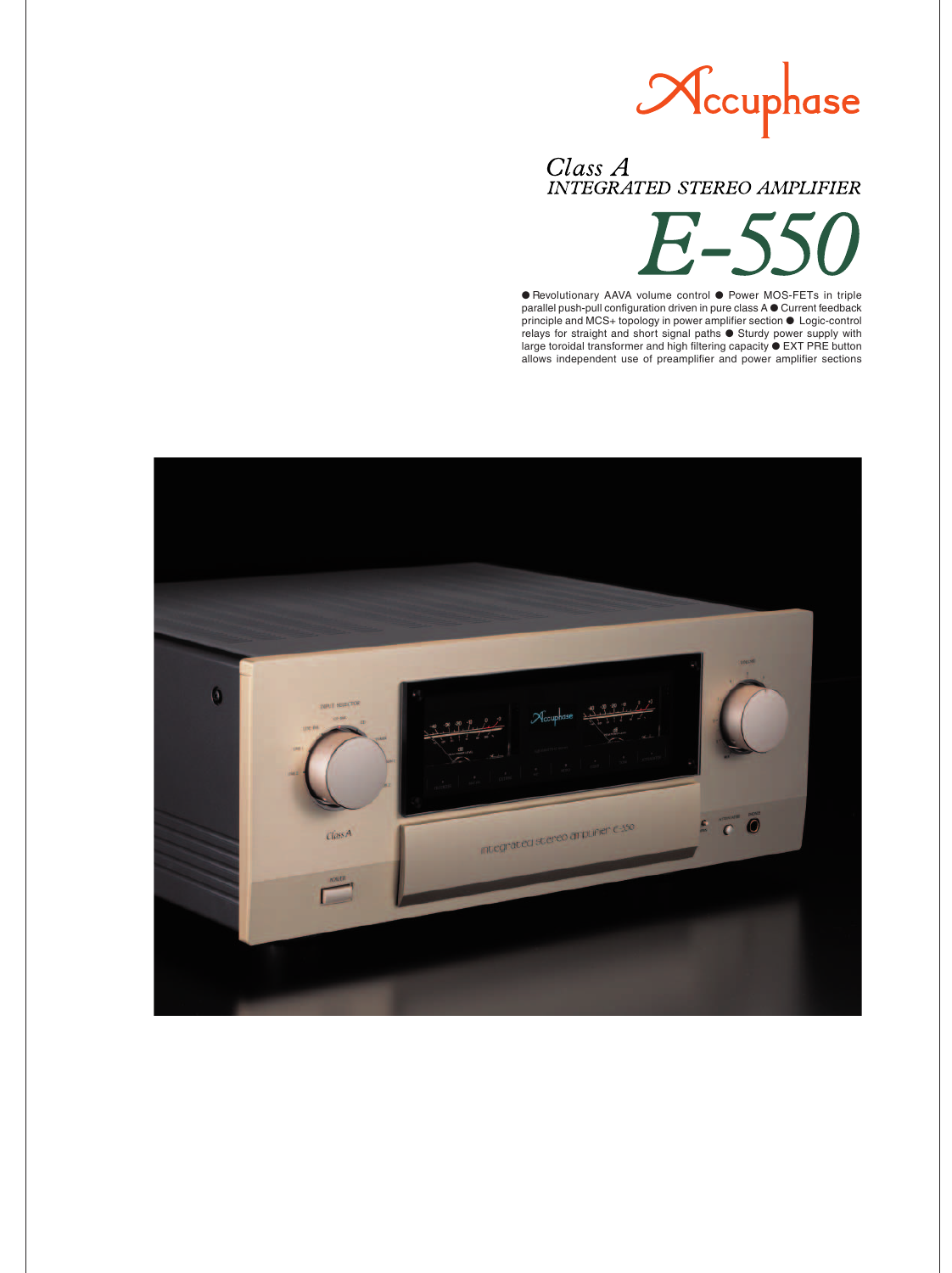Accuphase

*Class A*
*INTEGRATED STEREO AMPLIFIER*

# *E-550*

● Revolutionary AAVA volume control ● Power MOS-FETs in triple parallel push-pull configuration driven in pure class A ● Current feedback principle and MCS+ topology in power amplifier section ● Logic-control relays for straight and short signal paths ● Sturdy power supply with large toroidal transformer and high filtering capacity ● EXT PRE button allows independent use of preamplifier and power amplifier sections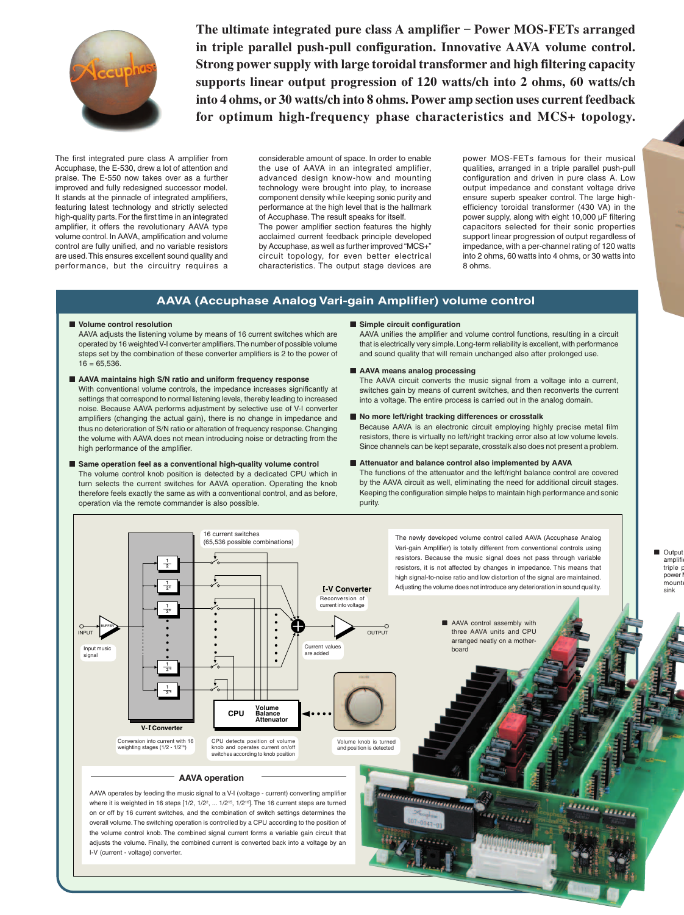**The ultimate integrated pure class A amplifier – Power MOS-FETs arranged in triple parallel push-pull configuration. Innovative AAVA volume control. Strong power supply with large toroidal transformer and high filtering capacity supports linear output progression of 120 watts/ch into 2 ohms, 60 watts/ch into 4 ohms, or 30 watts/ch into 8 ohms. Power amp section uses current feedback for optimum high-frequency phase characteristics and MCS+ topology.**

The first integrated pure class A amplifier from Accuphase, the E-530, drew a lot of attention and praise. The E-550 now takes over as a further improved and fully redesigned successor model. It stands at the pinnacle of integrated amplifiers, featuring latest technology and strictly selected high-quality parts. For the first time in an integrated amplifier, it offers the revolutionary AAVA type volume control. In AAVA, amplification and volume control are fully unified, and no variable resistors are used. This ensures excellent sound quality and performance, but the circuitry requires a considerable amount of space. In order to enable the use of AAVA in an integrated amplifier, advanced design know-how and mounting technology were brought into play, to increase component density while keeping sonic purity and performance at the high level that is the hallmark of Accuphase. The result speaks for itself.

The power amplifier section features the highly acclaimed current feedback principle developed by Accuphase, as well as further improved "MCS+" circuit topology, for even better electrical characteristics. The output stage devices are power MOS-FETs famous for their musical qualities, arranged in a triple parallel push-pull configuration and driven in pure class A. Low output impedance and constant voltage drive ensure superb speaker control. The large high-efficiency toroidal transformer (430 VA) in the power supply, along with eight 10,000 µF filtering capacitors selected for their sonic properties support linear progression of output regardless of impedance, with a per-channel rating of 120 watts into 2 ohms, 60 watts into 4 ohms, or 30 watts into 8 ohms.

## AAVA (Accuphase Analog Vari-gain Amplifier) volume control

**■ Volume control resolution**
AAVA adjusts the listening volume by means of 16 current switches which are operated by 16 weighted V-I converter amplifiers. The number of possible volume steps set by the combination of these converter amplifiers is 2 to the power of 16 = 65,536.

**■ AAVA maintains high S/N ratio and uniform frequency response**
With conventional volume controls, the impedance increases significantly at settings that correspond to normal listening levels, thereby leading to increased noise. Because AAVA performs adjustment by selective use of V-I converter amplifiers (changing the actual gain), there is no change in impedance and thus no deterioration of S/N ratio or alteration of frequency response. Changing the volume with AAVA does not mean introducing noise or detracting from the high performance of the amplifier.

**■ Same operation feel as a conventional high-quality volume control**
The volume control knob position is detected by a dedicated CPU which in turn selects the current switches for AAVA operation. Operating the knob therefore feels exactly the same as with a conventional control, and as before, operation via the remote commander is also possible.

**■ Simple circuit configuration**
AAVA unifies the amplifier and volume control functions, resulting in a circuit that is electrically very simple. Long-term reliability is excellent, with performance and sound quality that will remain unchanged also after prolonged use.

**■ AAVA means analog processing**
The AAVA circuit converts the music signal from a voltage into a current, switches gain by means of current switches, and then reconverts the current into a voltage. The entire process is carried out in the analog domain.

**■ No more left/right tracking differences or crosstalk**
Because AAVA is an electronic circuit employing highly precise metal film resistors, there is virtually no left/right tracking error also at low volume levels. Since channels can be kept separate, crosstalk also does not present a problem.

**■ Attenuator and balance control also implemented by AAVA**
The functions of the attenuator and the left/right balance control are covered by the AAVA circuit as well, eliminating the need for additional circuit stages. Keeping the configuration simple helps to maintain high performance and sonic purity.

16 current switches (65,536 possible combinations)

I-V Converter — Reconversion of current into voltage

INPUT — Input music signal — BUFFER

Current values are added — OUTPUT

V-I Converter — Conversion into current with 16 weighting stages (1/2 - 1/2[16])

CPU — Volume / Balance / Attenuator — CPU detects position of volume knob and operates current on/off switches according to knob position

Volume knob is turned and position is detected

The newly developed volume control called AAVA (Accuphase Analog Vari-gain Amplifier) is totally different from conventional controls using resistors. Because the music signal does not pass through variable resistors, it is not affected by changes in impedance. This means that high signal-to-noise ratio and low distortion of the signal are maintained. Adjusting the volume does not introduce any deterioration in sound quality.

■ AAVA control assembly with three AAVA units and CPU arranged neatly on a mother-board

### AAVA operation

AAVA operates by feeding the music signal to a V-I (voltage - current) converting amplifier where it is weighted in 16 steps [1/2, 1/2², ... 1/2¹⁵, 1/2¹⁶]. The 16 current steps are turned on or off by 16 current switches, and the combination of switch settings determines the overall volume. The switching operation is controlled by a CPU according to the position of the volume control knob. The combined signal current forms a variable gain circuit that adjusts the volume. Finally, the combined current is converted back into a voltage by an I-V (current - voltage) converter.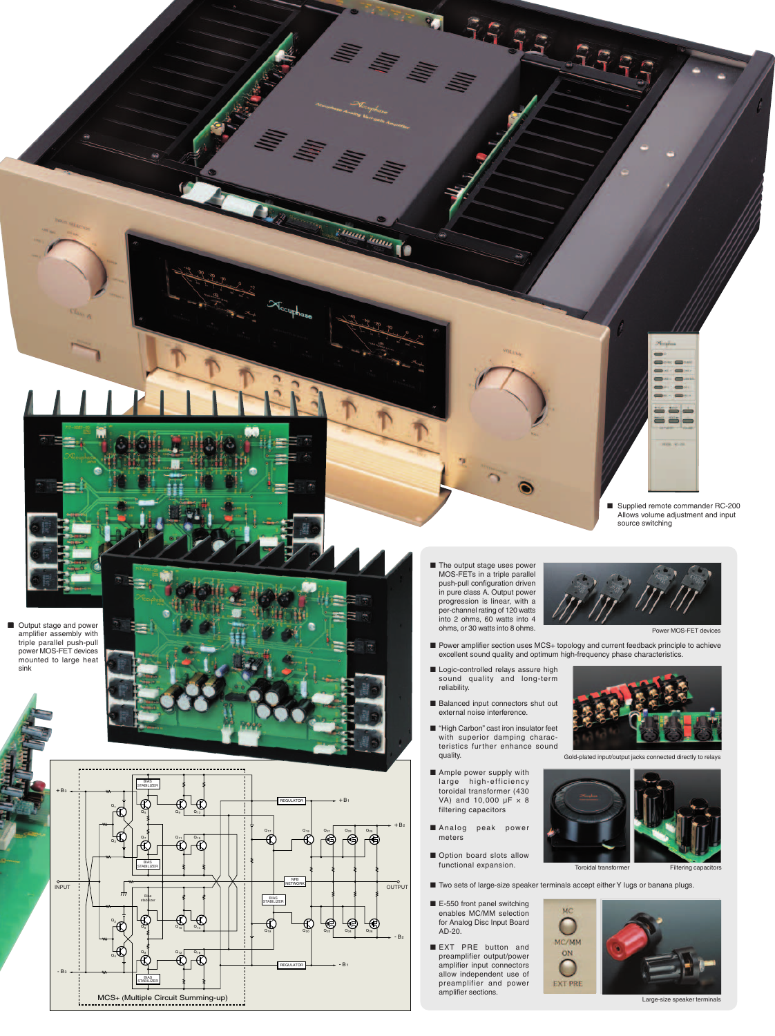■ Supplied remote commander RC-200 Allows volume adjustment and input source switching

■ Output stage and power amplifier assembly with triple parallel push-pull power MOS-FET devices mounted to large heat sink

MCS+ (Multiple Circuit Summing-up)

■ The output stage uses power MOS-FETs in a triple parallel push-pull configuration driven in pure class A. Output power progression is linear, with a per-channel rating of 120 watts into 2 ohms, 60 watts into 4 ohms, or 30 watts into 8 ohms.

Power MOS-FET devices

■ Power amplifier section uses MCS+ topology and current feedback principle to achieve excellent sound quality and optimum high-frequency phase characteristics.

■ Logic-controlled relays assure high sound quality and long-term reliability.

■ Balanced input connectors shut out external noise interference.

■ "High Carbon" cast iron insulator feet with superior damping characteristics further enhance sound quality.

Gold-plated input/output jacks connected directly to relays

■ Ample power supply with large high-efficiency toroidal transformer (430 VA) and 10,000 µF × 8 filtering capacitors

■ Analog peak power meters

■ Option board slots allow functional expansion.

Toroidal transformer

Filtering capacitors

■ Two sets of large-size speaker terminals accept either Y lugs or banana plugs.

■ E-550 front panel switching enables MC/MM selection for Analog Disc Input Board AD-20.

■ EXT PRE button and preamplifier output/power amplifier input connectors allow independent use of preamplifier and power amplifier sections.

Large-size speaker terminals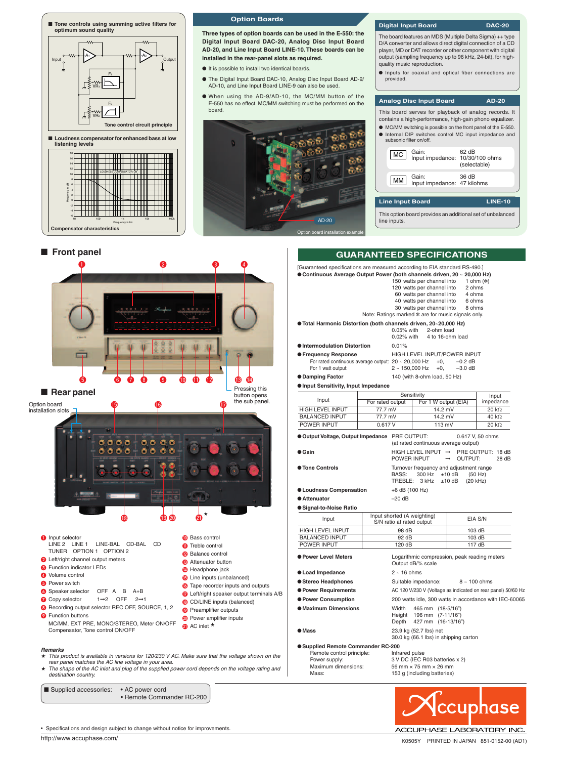■ Tone controls using summing active filters for optimum sound quality

Input
Output
$A_1$
$A_2$
$F_1$
$VR_1$
$F_2$
$VR_2$

Tone control circuit principle

■ Loudness compensator for enhanced bass at low listening levels

LOUDNESS COMPENSATOR: ON
Response in dB
Frequency in Hz
10
100
1k
10k
100k

Compensator characteristics

## Option Boards

**Three types of option boards can be used in the E-550: the Digital Input Board DAC-20, Analog Disc Input Board AD-20, and Line Input Board LINE-10. These boards can be installed in the rear-panel slots as required.**

- It is possible to install two identical boards.
- The Digital Input Board DAC-10, Analog Disc Input Board AD-9/AD-10, and Line Input Board LINE-9 can also be used.
- When using the AD-9/AD-10, the MC/MM button of the E-550 has no effect. MC/MM switching must be performed on the board.

AD-20

Option board installation example

### Digital Input Board DAC-20

The board features an MDS (Multiple Delta Sigma) ++ type D/A converter and allows direct digital connection of a CD player, MD or DAT recorder or other component with digital output (sampling frequency up to 96 kHz, 24-bit), for high-quality music reproduction.

- Inputs for coaxial and optical fiber connections are provided.

### Analog Disc Input Board AD-20

This board serves for playback of analog records. It contains a high-performance, high-gain phono equalizer.

- MC/MM switching is possible on the front panel of the E-550.
- Internal DIP switches control MC input impedance and subsonic filter on/off.

| | | |
|---|---|---|
| MC | Gain: | 62 dB |
| | Input impedance: | 10/30/100 ohms (selectable) |
| MM | Gain: | 36 dB |
| | Input impedance: | 47 kilohms |

### Line Input Board LINE-10

This option board provides an additional set of unbalanced line inputs.

## ■ Front panel

Pressing this button opens the sub panel.

## ■ Rear panel

Option board installation slots

1. Input selector
   LINE 2 LINE 1 LINE-BAL CD-BAL CD
   TUNER OPTION 1 OPTION 2
2. Left/right channel output meters
3. Function indicator LEDs
4. Volume control
5. Power switch
6. Speaker selector OFF A B A+B
7. Copy selector 1→2 OFF 2→1
8. Recording output selector REC OFF, SOURCE, 1, 2
9. Function buttons
   MC/MM, EXT PRE, MONO/STEREO, Meter ON/OFF
   Compensator, Tone control ON/OFF
10. Bass control
11. Treble control
12. Balance control
13. Attenuator button
14. Headphone jack
15. Line inputs (unbalanced)
16. Tape recorder inputs and outputs
17. Left/right speaker output terminals A/B
18. CD/LINE inputs (balanced)
19. Preamplifier outputs
20. Power amplifier inputs
21. AC inlet ★

***Remarks***

★ *This product is available in versions for 120/230 V AC. Make sure that the voltage shown on the rear panel matches the AC line voltage in your area.*

★ *The shape of the AC inlet and plug of the supplied power cord depends on the voltage rating and destination country.*

■ Supplied accessories: • AC power cord
• Remote Commander RC-200

## GUARANTEED SPECIFICATIONS

[Guaranteed specifications are measured according to EIA standard RS-490.]

● **Continuous Average Output Power (both channels driven, 20 ~ 20,000 Hz)**
150 watts per channel into 1 ohm (✻)
120 watts per channel into 2 ohms
60 watts per channel into 4 ohms
40 watts per channel into 6 ohms
30 watts per channel into 8 ohms
Note: Ratings marked ✻ are for music signals only.

● **Total Harmonic Distortion (both channels driven, 20~20,000 Hz)**
0.05% with 2-ohm load
0.02% with 4 to 16-ohm load

● **Intermodulation Distortion** 0.01%

● **Frequency Response** HIGH LEVEL INPUT/POWER INPUT
For rated continuous average output: 20 ~ 20,000 Hz +0, –0.2 dB
For 1 watt output: 2 ~ 150,000 Hz +0, –3.0 dB

● **Damping Factor** 140 (with 8-ohm load, 50 Hz)

● **Input Sensitivity, Input Impedance**

| Input | Sensitivity | | Input impedance |
|---|---|---|---|
| | For rated output | For 1 W output (EIA) | |
| HIGH LEVEL INPUT | 77.7 mV | 14.2 mV | 20 kΩ |
| BALANCED INPUT | 77.7 mV | 14.2 mV | 40 kΩ |
| POWER INPUT | 0.617 V | 113 mV | 20 kΩ |

● **Output Voltage, Output Impedance** PRE OUTPUT: 0.617 V, 50 ohms
(at rated continuous average output)

● **Gain** HIGH LEVEL INPUT → PRE OUTPUT: 18 dB
POWER INPUT → OUTPUT: 28 dB

● **Tone Controls** Turnover frequency and adjustment range
BASS: 300 Hz ±10 dB (50 Hz)
TREBLE: 3 kHz ±10 dB (20 kHz)

● **Loudness Compensation** +6 dB (100 Hz)

● **Attenuator** –20 dB

● **Signal-to-Noise Ratio**

| Input | Input shorted (A weighting) S/N ratio at rated output | EIA S/N |
|---|---|---|
| HIGH LEVEL INPUT | 98 dB | 103 dB |
| BALANCED INPUT | 92 dB | 103 dB |
| POWER INPUT | 120 dB | 117 dB |

● **Power Level Meters** Logarithmic compression, peak reading meters
Output dB/% scale

● **Load Impedance** 2 ~ 16 ohms

● **Stereo Headphones** Suitable impedance: 8 ~ 100 ohms

● **Power Requirements** AC 120 V/230 V (Voltage as indicated on rear panel) 50/60 Hz

● **Power Consumption** 200 watts idle, 300 watts in accordance with IEC-60065

● **Maximum Dimensions**
Width 465 mm (18-5/16")
Height 196 mm (7-11/16")
Depth 427 mm (16-13/16")

● **Mass** 23.9 kg (52.7 lbs) net
30.0 kg (66.1 lbs) in shipping carton

● **Supplied Remote Commander RC-200**
Remote control principle: Infrared pulse
Power supply: 3 V DC (IEC R03 batteries x 2)
Maximum dimensions: 56 mm × 75 mm × 26 mm
Mass: 153 g (including batteries)

Accuphase

ACCUPHASE LABORATORY INC.

• Specifications and design subject to change without notice for improvements.

http://www.accuphase.com/

K0505Y PRINTED IN JAPAN 851-0152-00 (AD1)